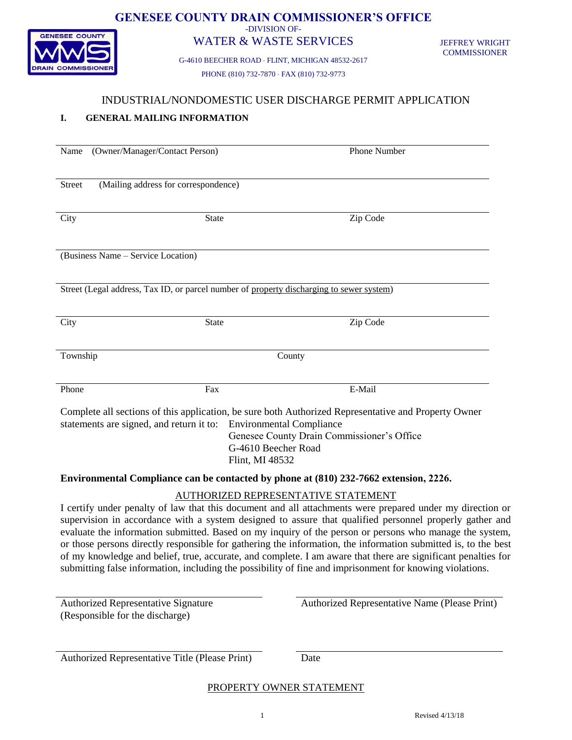# GENESEE COUNTY DRAIN COMMISSIONER'S OFFICE

-DIVISION OF-

WATER & WASTE SERVICES

JEFFREY WRIGHT
COMMISSIONER

G-4610 BEECHER ROAD · FLINT, MICHIGAN 48532-2617

PHONE (810) 732-7870 · FAX (810) 732-9773

## INDUSTRIAL/NONDOMESTIC USER DISCHARGE PERMIT APPLICATION

### I. GENERAL MAILING INFORMATION

Name (Owner/Manager/Contact Person) _______________ Phone Number _______________

Street (Mailing address for correspondence) _______________

City _______________ State _______________ Zip Code _______________

(Business Name – Service Location) _______________

Street (Legal address, Tax ID, or parcel number of property discharging to sewer system) _______________

City _______________ State _______________ Zip Code _______________

Township _______________ County _______________

Phone _______________ Fax _______________ E-Mail _______________

Complete all sections of this application, be sure both Authorized Representative and Property Owner statements are signed, and return it to:

Environmental Compliance
Genesee County Drain Commissioner's Office
G-4610 Beecher Road
Flint, MI 48532

**Environmental Compliance can be contacted by phone at (810) 232-7662 extension, 2226.**

#### AUTHORIZED REPRESENTATIVE STATEMENT

I certify under penalty of law that this document and all attachments were prepared under my direction or supervision in accordance with a system designed to assure that qualified personnel properly gather and evaluate the information submitted. Based on my inquiry of the person or persons who manage the system, or those persons directly responsible for gathering the information, the information submitted is, to the best of my knowledge and belief, true, accurate, and complete. I am aware that there are significant penalties for submitting false information, including the possibility of fine and imprisonment for knowing violations.

Authorized Representative Signature (Responsible for the discharge) _______________

Authorized Representative Name (Please Print) _______________

Authorized Representative Title (Please Print) _______________

Date _______________

#### PROPERTY OWNER STATEMENT

Revised 4/13/18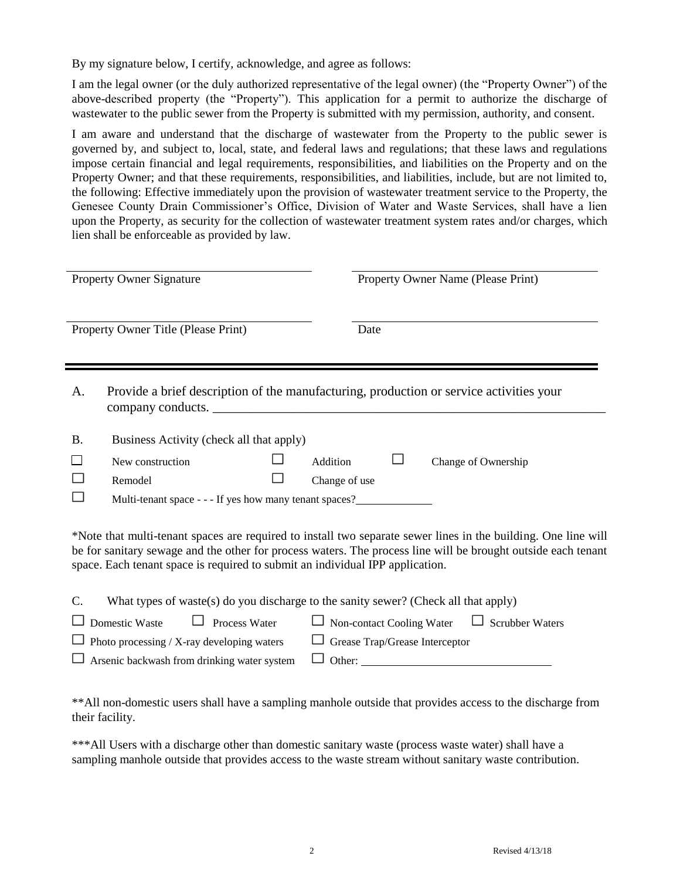By my signature below, I certify, acknowledge, and agree as follows:

I am the legal owner (or the duly authorized representative of the legal owner) (the "Property Owner") of the above-described property (the "Property"). This application for a permit to authorize the discharge of wastewater to the public sewer from the Property is submitted with my permission, authority, and consent.

I am aware and understand that the discharge of wastewater from the Property to the public sewer is governed by, and subject to, local, state, and federal laws and regulations; that these laws and regulations impose certain financial and legal requirements, responsibilities, and liabilities on the Property and on the Property Owner; and that these requirements, responsibilities, and liabilities, include, but are not limited to, the following: Effective immediately upon the provision of wastewater treatment service to the Property, the Genesee County Drain Commissioner's Office, Division of Water and Waste Services, shall have a lien upon the Property, as security for the collection of wastewater treatment system rates and/or charges, which lien shall be enforceable as provided by law.

| | |
|---|---|
| _______________________________ | _______________________________ |
| Property Owner Signature | Property Owner Name (Please Print) |
| _______________________________ | _______________________________ |
| Property Owner Title (Please Print) | Date |

---

A. Provide a brief description of the manufacturing, production or service activities your company conducts. ____________________________________________

B. Business Activity (check all that apply)

☐ New construction ☐ Addition ☐ Change of Ownership

☐ Remodel ☐ Change of use

☐ Multi-tenant space - - - If yes how many tenant spaces?____________

*Note that multi-tenant spaces are required to install two separate sewer lines in the building. One line will be for sanitary sewage and the other for process waters. The process line will be brought outside each tenant space. Each tenant space is required to submit an individual IPP application.

C. What types of waste(s) do you discharge to the sanity sewer? (Check all that apply)

☐ Domestic Waste ☐ Process Water ☐ Non-contact Cooling Water ☐ Scrubber Waters

☐ Photo processing / X-ray developing waters ☐ Grease Trap/Grease Interceptor

☐ Arsenic backwash from drinking water system ☐ Other: ______________________________

**All non-domestic users shall have a sampling manhole outside that provides access to the discharge from their facility.

***All Users with a discharge other than domestic sanitary waste (process waste water) shall have a sampling manhole outside that provides access to the waste stream without sanitary waste contribution.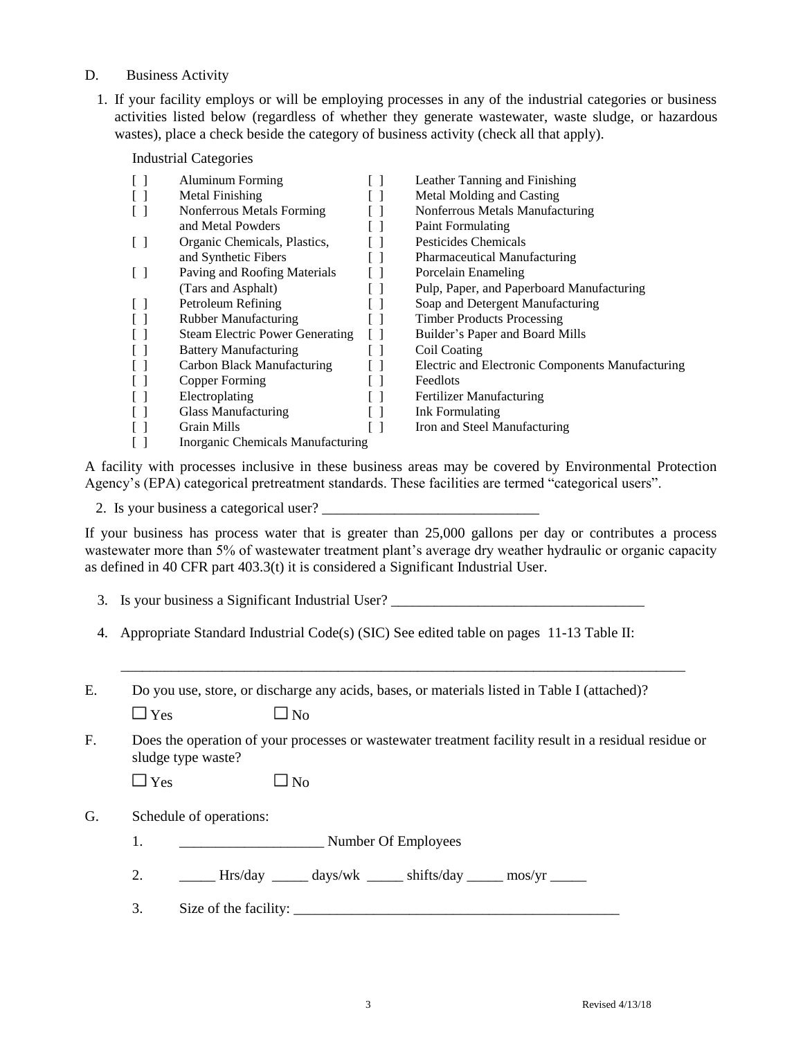D. Business Activity

1. If your facility employs or will be employing processes in any of the industrial categories or business activities listed below (regardless of whether they generate wastewater, waste sludge, or hazardous wastes), place a check beside the category of business activity (check all that apply).

Industrial Categories

| | | | |
|---|---|---|---|
| [ ] | Aluminum Forming | [ ] | Leather Tanning and Finishing |
| [ ] | Metal Finishing | [ ] | Metal Molding and Casting |
| [ ] | Nonferrous Metals Forming and Metal Powders | [ ] | Nonferrous Metals Manufacturing |
| | | [ ] | Paint Formulating |
| [ ] | Organic Chemicals, Plastics, and Synthetic Fibers | [ ] | Pesticides Chemicals |
| | | [ ] | Pharmaceutical Manufacturing |
| [ ] | Paving and Roofing Materials (Tars and Asphalt) | [ ] | Porcelain Enameling |
| | | [ ] | Pulp, Paper, and Paperboard Manufacturing |
| [ ] | Petroleum Refining | [ ] | Soap and Detergent Manufacturing |
| [ ] | Rubber Manufacturing | [ ] | Timber Products Processing |
| [ ] | Steam Electric Power Generating | [ ] | Builder's Paper and Board Mills |
| [ ] | Battery Manufacturing | [ ] | Coil Coating |
| [ ] | Carbon Black Manufacturing | [ ] | Electric and Electronic Components Manufacturing |
| [ ] | Copper Forming | [ ] | Feedlots |
| [ ] | Electroplating | [ ] | Fertilizer Manufacturing |
| [ ] | Glass Manufacturing | [ ] | Ink Formulating |
| [ ] | Grain Mills | [ ] | Iron and Steel Manufacturing |
| [ ] | Inorganic Chemicals Manufacturing | | |

A facility with processes inclusive in these business areas may be covered by Environmental Protection Agency's (EPA) categorical pretreatment standards. These facilities are termed "categorical users".

2. Is your business a categorical user? ______________________________

If your business has process water that is greater than 25,000 gallons per day or contributes a process wastewater more than 5% of wastewater treatment plant's average dry weather hydraulic or organic capacity as defined in 40 CFR part 403.3(t) it is considered a Significant Industrial User.

3. Is your business a Significant Industrial User? ___________________________________

4. Appropriate Standard Industrial Code(s) (SIC) See edited table on pages 11-13 Table II:

_______________________________________________________________________________

E. Do you use, store, or discharge any acids, bases, or materials listed in Table I (attached)?

☐ Yes ☐ No

F. Does the operation of your processes or wastewater treatment facility result in a residual residue or sludge type waste?

☐ Yes ☐ No

G. Schedule of operations:

1. ____________________ Number Of Employees

2. _____ Hrs/day _____ days/wk _____ shifts/day _____ mos/yr _____

3. Size of the facility: _____________________________________________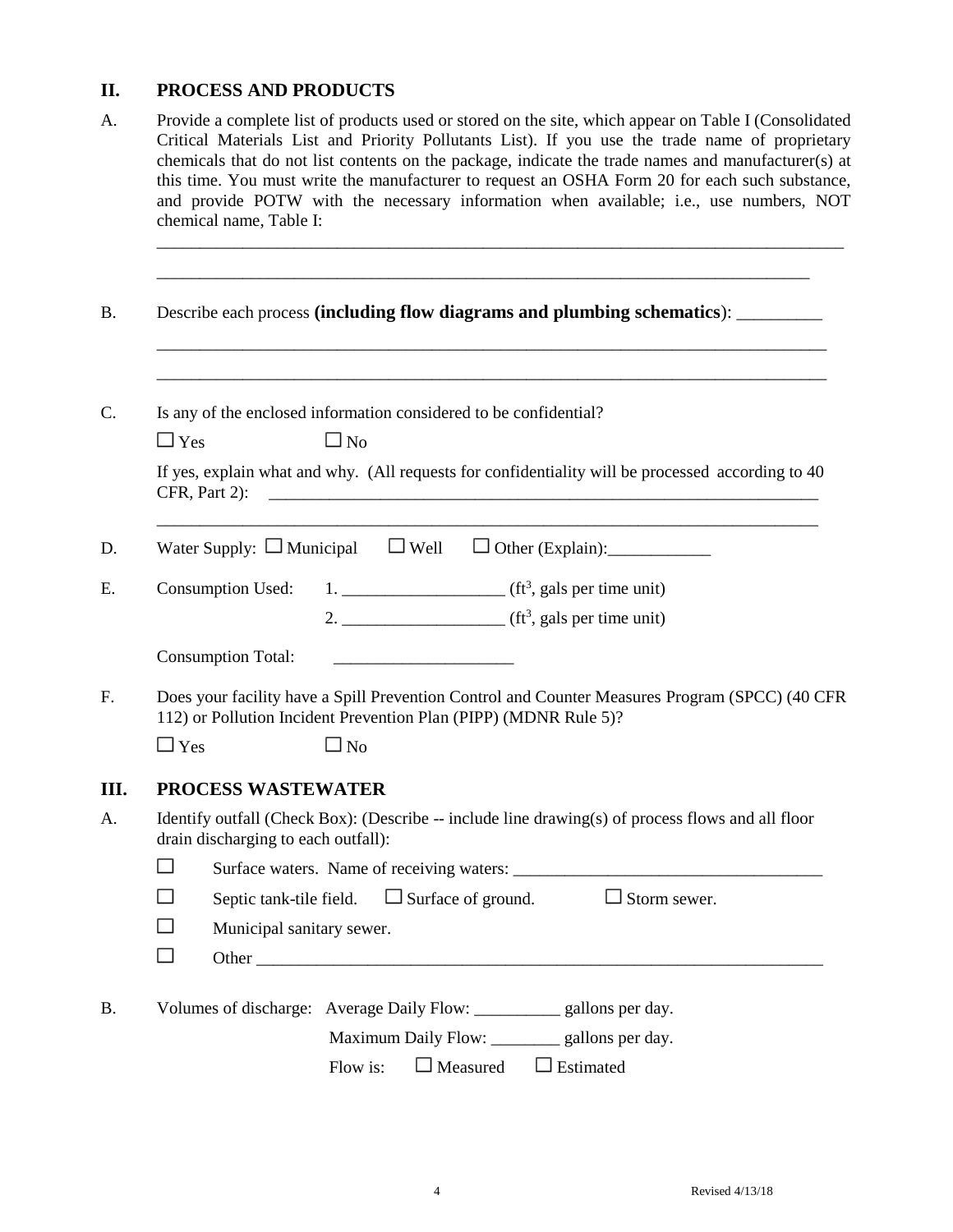## II. PROCESS AND PRODUCTS

A. Provide a complete list of products used or stored on the site, which appear on Table I (Consolidated Critical Materials List and Priority Pollutants List). If you use the trade name of proprietary chemicals that do not list contents on the package, indicate the trade names and manufacturer(s) at this time. You must write the manufacturer to request an OSHA Form 20 for each such substance, and provide POTW with the necessary information when available; i.e., use numbers, NOT chemical name, Table I:

________________________________________________________________________________

______________________________________________________________________________

B. Describe each process **(including flow diagrams and plumbing schematics)**: __________

________________________________________________________________________________

________________________________________________________________________________

C. Is any of the enclosed information considered to be confidential?

☐ Yes ☐ No

If yes, explain what and why. (All requests for confidentiality will be processed according to 40 CFR, Part 2): ____________________________________________________________________

________________________________________________________________________________

D. Water Supply: ☐ Municipal ☐ Well ☐ Other (Explain):____________

E. Consumption Used: 1. ___________________ ($ft^3$, gals per time unit)

2. ___________________ ($ft^3$, gals per time unit)

Consumption Total: _____________________

F. Does your facility have a Spill Prevention Control and Counter Measures Program (SPCC) (40 CFR 112) or Pollution Incident Prevention Plan (PIPP) (MDNR Rule 5)?

☐ Yes ☐ No

## III. PROCESS WASTEWATER

A. Identify outfall (Check Box): (Describe -- include line drawing(s) of process flows and all floor drain discharging to each outfall):

☐ Surface waters. Name of receiving waters: ____________________________________

☐ Septic tank-tile field. ☐ Surface of ground. ☐ Storm sewer.

☐ Municipal sanitary sewer.

☐ Other ____________________________________________________________________

B. Volumes of discharge: Average Daily Flow: __________ gallons per day.

Maximum Daily Flow: ________ gallons per day.

Flow is: ☐ Measured ☐ Estimated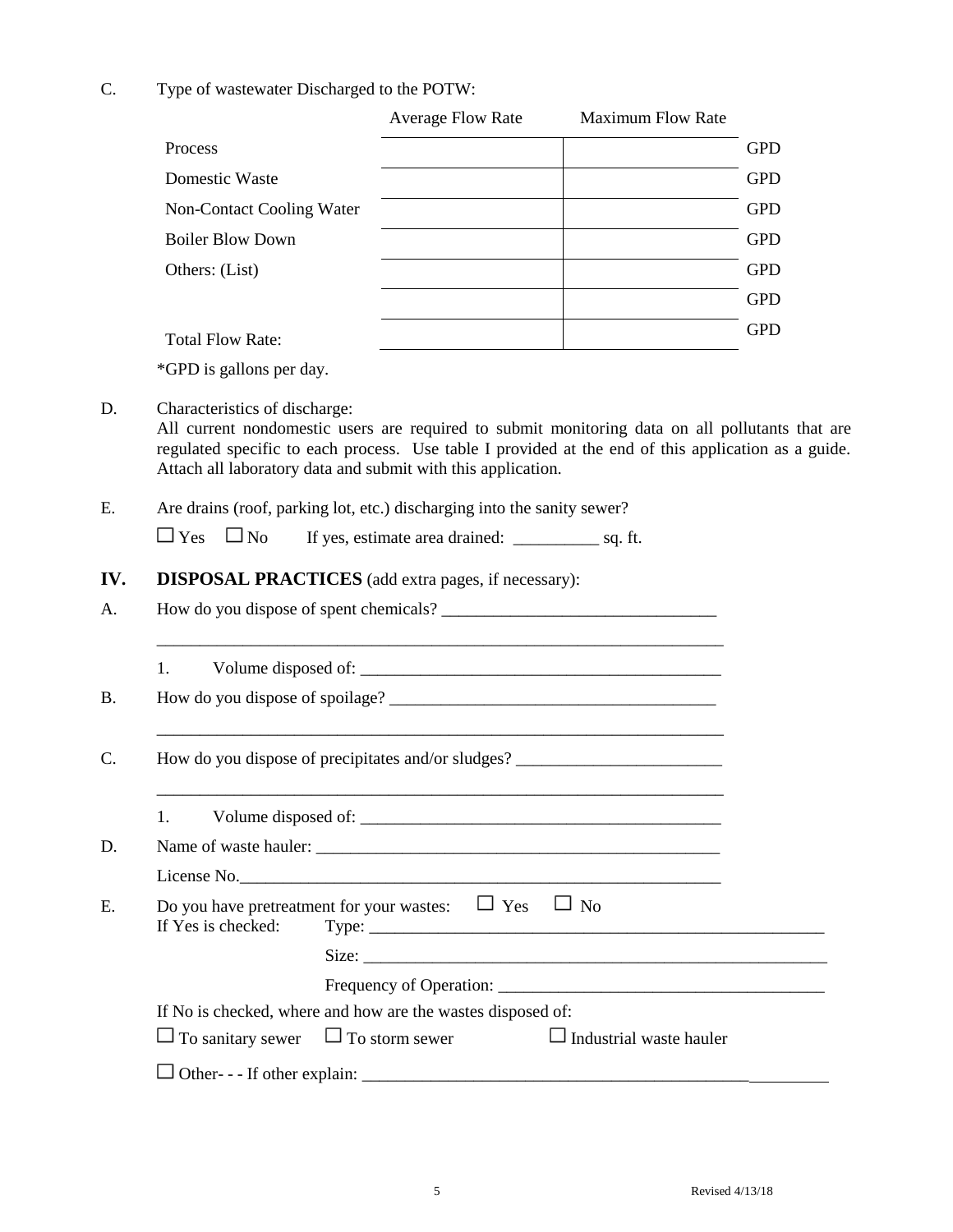C. Type of wastewater Discharged to the POTW:

| | Average Flow Rate | Maximum Flow Rate | |
|---|---|---|---|
| Process | | | GPD |
| Domestic Waste | | | GPD |
| Non-Contact Cooling Water | | | GPD |
| Boiler Blow Down | | | GPD |
| Others: (List) | | | GPD |
| | | | GPD |
| Total Flow Rate: | | | GPD |

*GPD is gallons per day.

D. Characteristics of discharge:
All current nondomestic users are required to submit monitoring data on all pollutants that are regulated specific to each process. Use table I provided at the end of this application as a guide. Attach all laboratory data and submit with this application.

E. Are drains (roof, parking lot, etc.) discharging into the sanity sewer?

☐ Yes ☐ No If yes, estimate area drained: __________ sq. ft.

## IV. DISPOSAL PRACTICES (add extra pages, if necessary):

A. How do you dispose of spent chemicals? ________________________________

_____________________________________________________________________

1. Volume disposed of: ___________________________________________

B. How do you dispose of spoilage? ______________________________________

_____________________________________________________________________

C. How do you dispose of precipitates and/or sludges? ________________________

_____________________________________________________________________

1. Volume disposed of: ___________________________________________

D. Name of waste hauler: __________________________________________________

License No.______________________________________________________

E. Do you have pretreatment for your wastes: ☐ Yes ☐ No

If Yes is checked: Type: ________________________________________________________

Size: ________________________________________________________

Frequency of Operation: ______________________________________

If No is checked, where and how are the wastes disposed of:

☐ To sanitary sewer ☐ To storm sewer ☐ Industrial waste hauler

☐ Other- - - If other explain: ________________________________________________________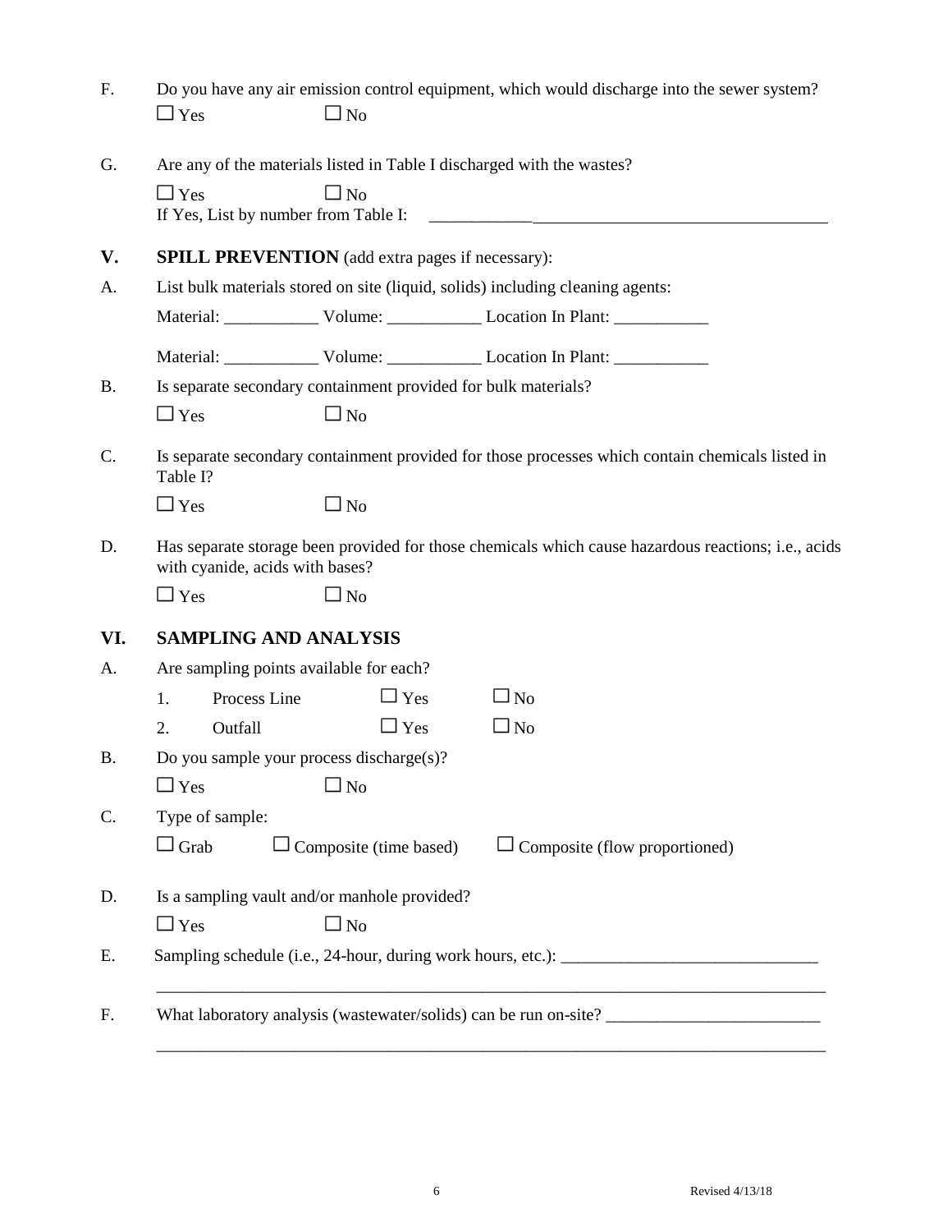F. Do you have any air emission control equipment, which would discharge into the sewer system?

☐ Yes ☐ No

G. Are any of the materials listed in Table I discharged with the wastes?

☐ Yes ☐ No

If Yes, List by number from Table I: ________________________________________________

## V. SPILL PREVENTION (add extra pages if necessary):

A. List bulk materials stored on site (liquid, solids) including cleaning agents:

Material: ___________ Volume: ___________ Location In Plant: ___________

Material: ___________ Volume: ___________ Location In Plant: ___________

B. Is separate secondary containment provided for bulk materials?

☐ Yes ☐ No

C. Is separate secondary containment provided for those processes which contain chemicals listed in Table I?

☐ Yes ☐ No

D. Has separate storage been provided for those chemicals which cause hazardous reactions; i.e., acids with cyanide, acids with bases?

☐ Yes ☐ No

## VI. SAMPLING AND ANALYSIS

A. Are sampling points available for each?

1. Process Line ☐ Yes ☐ No
2. Outfall ☐ Yes ☐ No

B. Do you sample your process discharge(s)?

☐ Yes ☐ No

C. Type of sample:

☐ Grab ☐ Composite (time based) ☐ Composite (flow proportioned)

D. Is a sampling vault and/or manhole provided?

☐ Yes ☐ No

E. Sampling schedule (i.e., 24-hour, during work hours, etc.): ______________________________

________________________________________________________________________________

F. What laboratory analysis (wastewater/solids) can be run on-site? _________________________

________________________________________________________________________________

Revised 4/13/18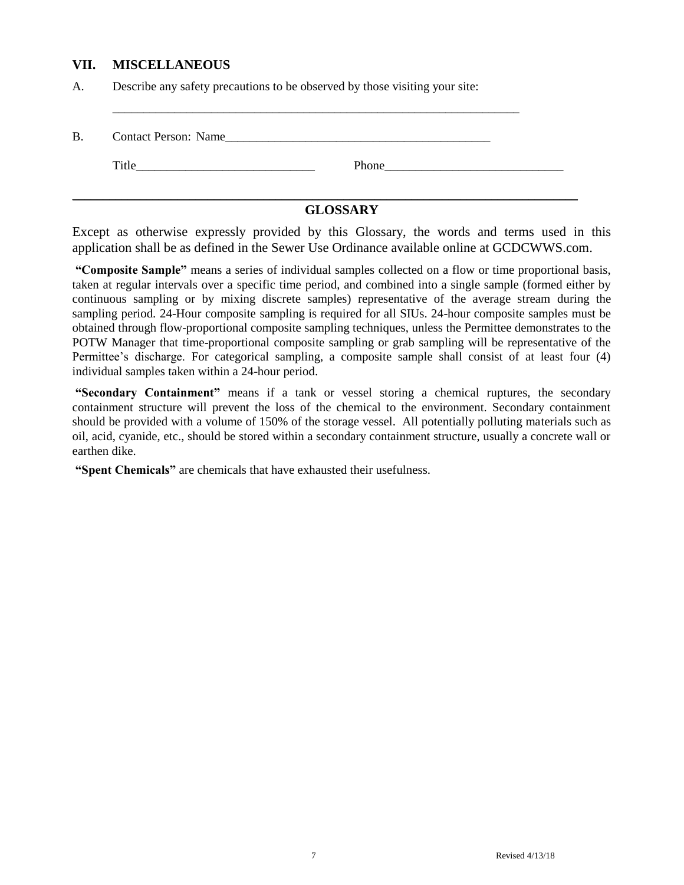## VII. MISCELLANEOUS

A. Describe any safety precautions to be observed by those visiting your site:

_____________________________________________________________________

B. Contact Person: Name____________________________________________

Title_____________________________ Phone_____________________________

---

## GLOSSARY

Except as otherwise expressly provided by this Glossary, the words and terms used in this application shall be as defined in the Sewer Use Ordinance available online at GCDCWWS.com.

**"Composite Sample"** means a series of individual samples collected on a flow or time proportional basis, taken at regular intervals over a specific time period, and combined into a single sample (formed either by continuous sampling or by mixing discrete samples) representative of the average stream during the sampling period. 24-Hour composite sampling is required for all SIUs. 24-hour composite samples must be obtained through flow-proportional composite sampling techniques, unless the Permittee demonstrates to the POTW Manager that time-proportional composite sampling or grab sampling will be representative of the Permittee's discharge. For categorical sampling, a composite sample shall consist of at least four (4) individual samples taken within a 24-hour period.

**"Secondary Containment"** means if a tank or vessel storing a chemical ruptures, the secondary containment structure will prevent the loss of the chemical to the environment. Secondary containment should be provided with a volume of 150% of the storage vessel. All potentially polluting materials such as oil, acid, cyanide, etc., should be stored within a secondary containment structure, usually a concrete wall or earthen dike.

**"Spent Chemicals"** are chemicals that have exhausted their usefulness.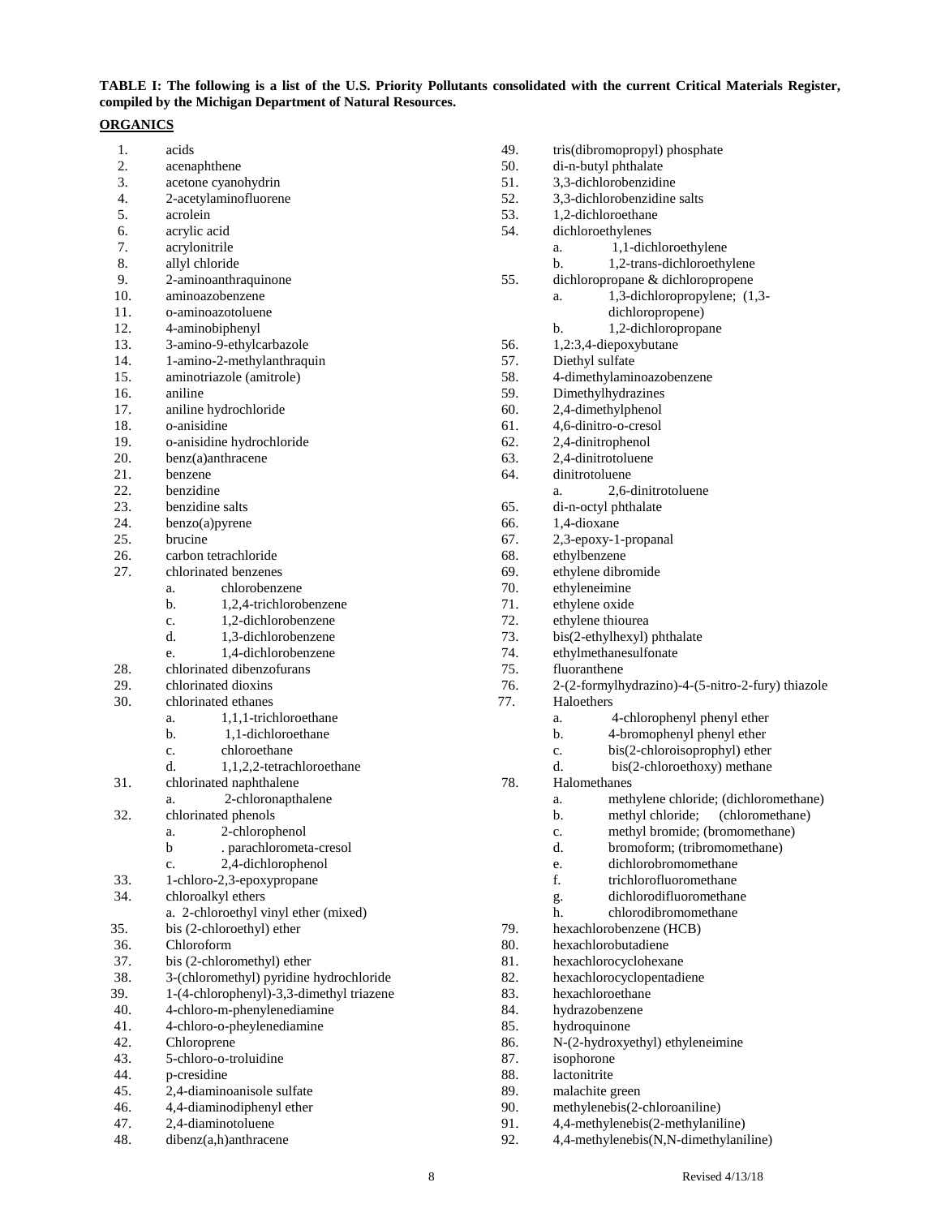**TABLE I: The following is a list of the U.S. Priority Pollutants consolidated with the current Critical Materials Register, compiled by the Michigan Department of Natural Resources.**

**ORGANICS**

1. acids
2. acenaphthene
3. acetone cyanohydrin
4. 2-acetylaminofluorene
5. acrolein
6. acrylic acid
7. acrylonitrile
8. allyl chloride
9. 2-aminoanthraquinone
10. aminoazobenzene
11. o-aminoazotoluene
12. 4-aminobiphenyl
13. 3-amino-9-ethylcarbazole
14. 1-amino-2-methylanthraquin
15. aminotriazole (amitrole)
16. aniline
17. aniline hydrochloride
18. o-anisidine
19. o-anisidine hydrochloride
20. benz(a)anthracene
21. benzene
22. benzidine
23. benzidine salts
24. benzo(a)pyrene
25. brucine
26. carbon tetrachloride
27. chlorinated benzenes
    - a. chlorobenzene
    - b. 1,2,4-trichlorobenzene
    - c. 1,2-dichlorobenzene
    - d. 1,3-dichlorobenzene
    - e. 1,4-dichlorobenzene
28. chlorinated dibenzofurans
29. chlorinated dioxins
30. chlorinated ethanes
    - a. 1,1,1-trichloroethane
    - b. 1,1-dichloroethane
    - c. chloroethane
    - d. 1,1,2,2-tetrachloroethane
31. chlorinated naphthalene
    - a. 2-chloronapthalene
32. chlorinated phenols
    - a. 2-chlorophenol
    - b . parachlorometa-cresol
    - c. 2,4-dichlorophenol
33. 1-chloro-2,3-epoxypropane
34. chloroalkyl ethers
    - a. 2-chloroethyl vinyl ether (mixed)
35. bis (2-chloroethyl) ether
36. Chloroform
37. bis (2-chloromethyl) ether
38. 3-(chloromethyl) pyridine hydrochloride
39. 1-(4-chlorophenyl)-3,3-dimethyl triazene
40. 4-chloro-m-phenylenediamine
41. 4-chloro-o-pheylenediamine
42. Chloroprene
43. 5-chloro-o-troluidine
44. p-cresidine
45. 2,4-diaminoanisole sulfate
46. 4,4-diaminodiphenyl ether
47. 2,4-diaminotoluene
48. dibenz(a,h)anthracene
49. tris(dibromopropyl) phosphate
50. di-n-butyl phthalate
51. 3,3-dichlorobenzidine
52. 3,3-dichlorobenzidine salts
53. 1,2-dichloroethane
54. dichloroethylenes
    - a. 1,1-dichloroethylene
    - b. 1,2-trans-dichloroethylene
55. dichloropropane & dichloropropene
    - a. 1,3-dichloropropylene; (1,3-dichloropropene)
    - b. 1,2-dichloropropane
56. 1,2:3,4-diepoxybutane
57. Diethyl sulfate
58. 4-dimethylaminoazobenzene
59. Dimethylhydrazines
60. 2,4-dimethylphenol
61. 4,6-dinitro-o-cresol
62. 2,4-dinitrophenol
63. 2,4-dinitrotoluene
64. dinitrotoluene
    - a. 2,6-dinitrotoluene
65. di-n-octyl phthalate
66. 1,4-dioxane
67. 2,3-epoxy-1-propanal
68. ethylbenzene
69. ethylene dibromide
70. ethyleneimine
71. ethylene oxide
72. ethylene thiourea
73. bis(2-ethylhexyl) phthalate
74. ethylmethanesulfonate
75. fluoranthene
76. 2-(2-formylhydrazino)-4-(5-nitro-2-fury) thiazole
77. Haloethers
    - a. 4-chlorophenyl phenyl ether
    - b. 4-bromophenyl phenyl ether
    - c. bis(2-chloroisoprophyl) ether
    - d. bis(2-chloroethoxy) methane
78. Halomethanes
    - a. methylene chloride; (dichloromethane)
    - b. methyl chloride; (chloromethane)
    - c. methyl bromide; (bromomethane)
    - d. bromoform; (tribromomethane)
    - e. dichlorobromomethane
    - f. trichlorofluoromethane
    - g. dichlorodifluoromethane
    - h. chlorodibromomethane
79. hexachlorobenzene (HCB)
80. hexachlorobutadiene
81. hexachlorocyclohexane
82. hexachlorocyclopentadiene
83. hexachloroethane
84. hydrazobenzene
85. hydroquinone
86. N-(2-hydroxyethyl) ethyleneimine
87. isophorone
88. lactonitrite
89. malachite green
90. methylenebis(2-chloroaniline)
91. 4,4-methylenebis(2-methylaniline)
92. 4,4-methylenebis(N,N-dimethylaniline)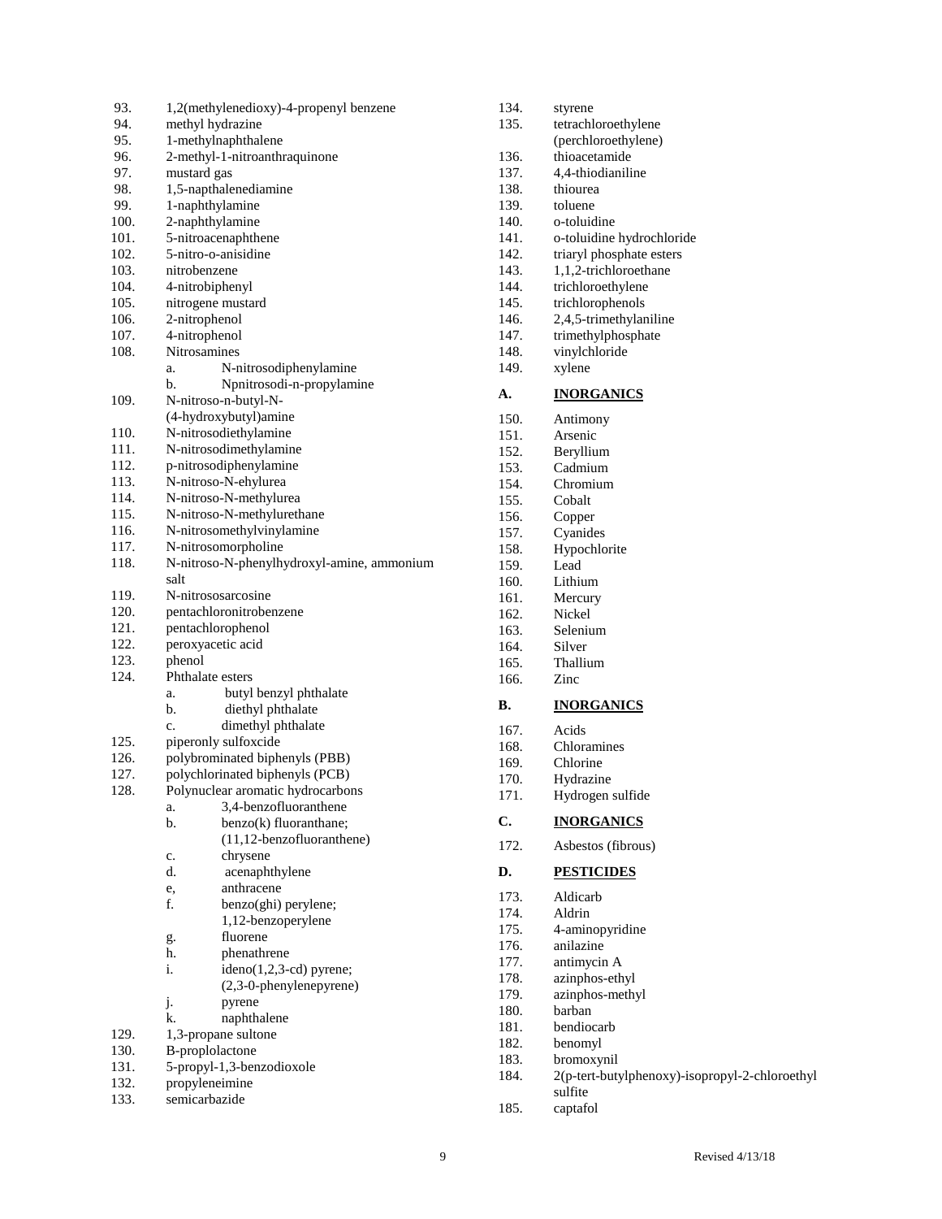93. 1,2(methylenedioxy)-4-propenyl benzene
94. methyl hydrazine
95. 1-methylnaphthalene
96. 2-methyl-1-nitroanthraquinone
97. mustard gas
98. 1,5-napthalenediamine
99. 1-naphthylamine
100. 2-naphthylamine
101. 5-nitroacenaphthene
102. 5-nitro-o-anisidine
103. nitrobenzene
104. 4-nitrobiphenyl
105. nitrogene mustard
106. 2-nitrophenol
107. 4-nitrophenol
108. Nitrosamines
    a. N-nitrosodiphenylamine
    b. Npnitrosodi-n-propylamine
109. N-nitroso-n-butyl-N-(4-hydroxybutyl)amine
110. N-nitrosodiethylamine
111. N-nitrosodimethylamine
112. p-nitrosodiphenylamine
113. N-nitroso-N-ehylurea
114. N-nitroso-N-methylurea
115. N-nitroso-N-methylurethane
116. N-nitrosomethylvinylamine
117. N-nitrosomorpholine
118. N-nitroso-N-phenylhydroxyl-amine, ammonium salt
119. N-nitrososarcosine
120. pentachloronitrobenzene
121. pentachlorophenol
122. peroxyacetic acid
123. phenol
124. Phthalate esters
    a. butyl benzyl phthalate
    b. diethyl phthalate
    c. dimethyl phthalate
125. piperonly sulfoxcide
126. polybrominated biphenyls (PBB)
127. polychlorinated biphenyls (PCB)
128. Polynuclear aromatic hydrocarbons
    a. 3,4-benzofluoranthene
    b. benzo(k) fluoranthane; (11,12-benzofluoranthene)
    c. chrysene
    d. acenaphthylene
    e, anthracene
    f. benzo(ghi) perylene; 1,12-benzoperylene
    g. fluorene
    h. phenathrene
    i. ideno(1,2,3-cd) pyrene; (2,3-0-phenylenepyrene)
    j. pyrene
    k. naphthalene
129. 1,3-propane sultone
130. B-proplolactone
131. 5-propyl-1,3-benzodioxole
132. propyleneimine
133. semicarbazide
134. styrene
135. tetrachloroethylene (perchloroethylene)
136. thioacetamide
137. 4,4-thiodianiline
138. thiourea
139. toluene
140. o-toluidine
141. o-toluidine hydrochloride
142. triaryl phosphate esters
143. 1,1,2-trichloroethane
144. trichloroethylene
145. trichlorophenols
146. 2,4,5-trimethylaniline
147. trimethylphosphate
148. vinylchloride
149. xylene

**A. INORGANICS**

150. Antimony
151. Arsenic
152. Beryllium
153. Cadmium
154. Chromium
155. Cobalt
156. Copper
157. Cyanides
158. Hypochlorite
159. Lead
160. Lithium
161. Mercury
162. Nickel
163. Selenium
164. Silver
165. Thallium
166. Zinc

**B. INORGANICS**

167. Acids
168. Chloramines
169. Chlorine
170. Hydrazine
171. Hydrogen sulfide

**C. INORGANICS**

172. Asbestos (fibrous)

**D. PESTICIDES**

173. Aldicarb
174. Aldrin
175. 4-aminopyridine
176. anilazine
177. antimycin A
178. azinphos-ethyl
179. azinphos-methyl
180. barban
181. bendiocarb
182. benomyl
183. bromoxynil
184. 2(p-tert-butylphenoxy)-isopropyl-2-chloroethyl sulfite
185. captafol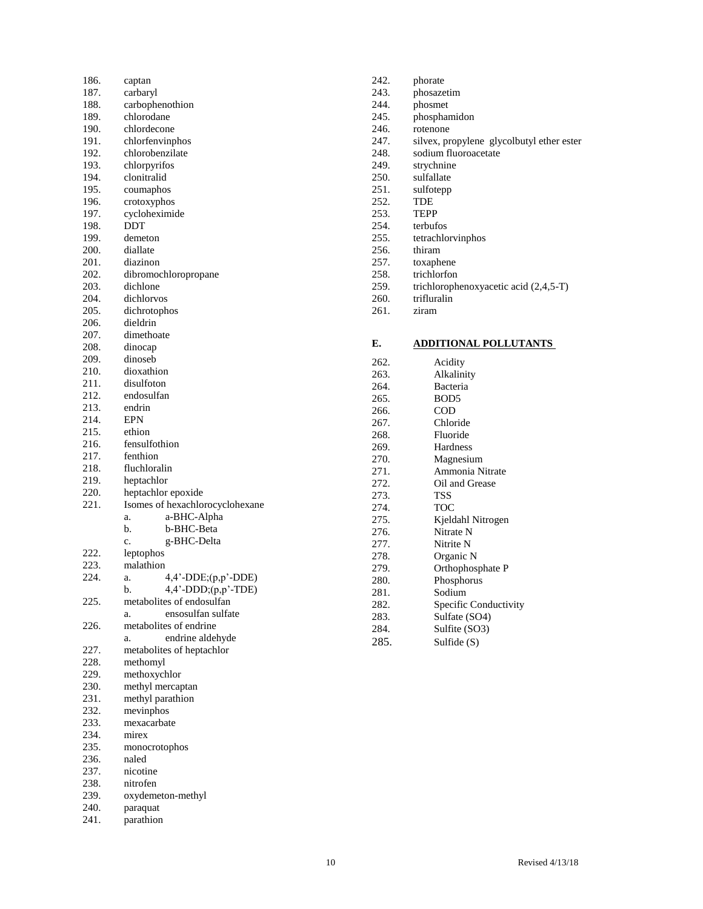186. captan
187. carbaryl
188. carbophenothion
189. chlorodane
190. chlordecone
191. chlorfenvinphos
192. chlorobenzilate
193. chlorpyrifos
194. clonitralid
195. coumaphos
196. crotoxyphos
197. cycloheximide
198. DDT
199. demeton
200. diallate
201. diazinon
202. dibromochloropropane
203. dichlone
204. dichlorvos
205. dichrotophos
206. dieldrin
207. dimethoate
208. dinocap
209. dinoseb
210. dioxathion
211. disulfoton
212. endosulfan
213. endrin
214. EPN
215. ethion
216. fensulfothion
217. fenthion
218. fluchloralin
219. heptachlor
220. heptachlor epoxide
221. Isomes of hexachlorocyclohexane
    a. a-BHC-Alpha
    b. b-BHC-Beta
    c. g-BHC-Delta
222. leptophos
223. malathion
224. a. 4,4'-DDE;(p,p'-DDE)
    b. 4,4'-DDD;(p,p'-TDE)
225. metabolites of endosulfan
    a. ensosulfan sulfate
226. metabolites of endrine
    a. endrine aldehyde
227. metabolites of heptachlor
228. methomyl
229. methoxychlor
230. methyl mercaptan
231. methyl parathion
232. mevinphos
233. mexacarbate
234. mirex
235. monocrotophos
236. naled
237. nicotine
238. nitrofen
239. oxydemeton-methyl
240. paraquat
241. parathion
242. phorate
243. phosazetim
244. phosmet
245. phosphamidon
246. rotenone
247. silvex, propylene glycolbutyl ether ester
248. sodium fluoroacetate
249. strychnine
250. sulfallate
251. sulfotepp
252. TDE
253. TEPP
254. terbufos
255. tetrachlorvinphos
256. thiram
257. toxaphene
258. trichlorfon
259. trichlorophenoxyacetic acid (2,4,5-T)
260. trifluralin
261. ziram

## E. ADDITIONAL POLLUTANTS

262. Acidity
263. Alkalinity
264. Bacteria
265. BOD5
266. COD
267. Chloride
268. Fluoride
269. Hardness
270. Magnesium
271. Ammonia Nitrate
272. Oil and Grease
273. TSS
274. TOC
275. Kjeldahl Nitrogen
276. Nitrate N
277. Nitrite N
278. Organic N
279. Orthophosphate P
280. Phosphorus
281. Sodium
282. Specific Conductivity
283. Sulfate ($SO_4$)
284. Sulfite ($SO_3$)
285. Sulfide (S)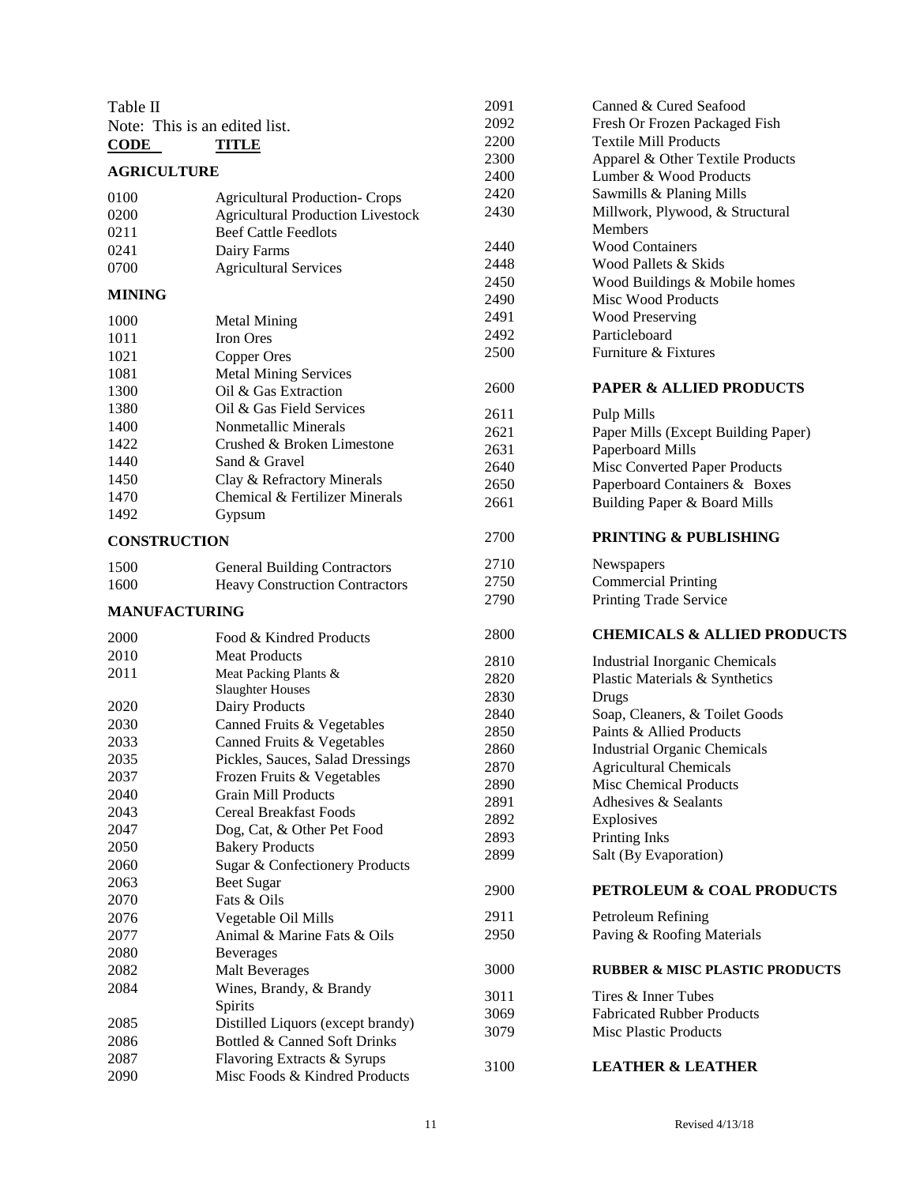Table II

Note: This is an edited list.

| CODE | TITLE |
|---|---|
| **AGRICULTURE** | |
| 0100 | Agricultural Production- Crops |
| 0200 | Agricultural Production Livestock |
| 0211 | Beef Cattle Feedlots |
| 0241 | Dairy Farms |
| 0700 | Agricultural Services |
| **MINING** | |
| 1000 | Metal Mining |
| 1011 | Iron Ores |
| 1021 | Copper Ores |
| 1081 | Metal Mining Services |
| 1300 | Oil & Gas Extraction |
| 1380 | Oil & Gas Field Services |
| 1400 | Nonmetallic Minerals |
| 1422 | Crushed & Broken Limestone |
| 1440 | Sand & Gravel |
| 1450 | Clay & Refractory Minerals |
| 1470 | Chemical & Fertilizer Minerals |
| 1492 | Gypsum |
| **CONSTRUCTION** | |
| 1500 | General Building Contractors |
| 1600 | Heavy Construction Contractors |
| **MANUFACTURING** | |
| 2000 | Food & Kindred Products |
| 2010 | Meat Products |
| 2011 | Meat Packing Plants & Slaughter Houses |
| 2020 | Dairy Products |
| 2030 | Canned Fruits & Vegetables |
| 2033 | Canned Fruits & Vegetables |
| 2035 | Pickles, Sauces, Salad Dressings |
| 2037 | Frozen Fruits & Vegetables |
| 2040 | Grain Mill Products |
| 2043 | Cereal Breakfast Foods |
| 2047 | Dog, Cat, & Other Pet Food |
| 2050 | Bakery Products |
| 2060 | Sugar & Confectionery Products |
| 2063 | Beet Sugar |
| 2070 | Fats & Oils |
| 2076 | Vegetable Oil Mills |
| 2077 | Animal & Marine Fats & Oils |
| 2080 | Beverages |
| 2082 | Malt Beverages |
| 2084 | Wines, Brandy, & Brandy Spirits |
| 2085 | Distilled Liquors (except brandy) |
| 2086 | Bottled & Canned Soft Drinks |
| 2087 | Flavoring Extracts & Syrups |
| 2090 | Misc Foods & Kindred Products |
| 2091 | Canned & Cured Seafood |
| 2092 | Fresh Or Frozen Packaged Fish |
| 2200 | Textile Mill Products |
| 2300 | Apparel & Other Textile Products |
| 2400 | Lumber & Wood Products |
| 2420 | Sawmills & Planing Mills |
| 2430 | Millwork, Plywood, & Structural Members |
| 2440 | Wood Containers |
| 2448 | Wood Pallets & Skids |
| 2450 | Wood Buildings & Mobile homes |
| 2490 | Misc Wood Products |
| 2491 | Wood Preserving |
| 2492 | Particleboard |
| 2500 | Furniture & Fixtures |
| 2600 | **PAPER & ALLIED PRODUCTS** |
| 2611 | Pulp Mills |
| 2621 | Paper Mills (Except Building Paper) |
| 2631 | Paperboard Mills |
| 2640 | Misc Converted Paper Products |
| 2650 | Paperboard Containers & Boxes |
| 2661 | Building Paper & Board Mills |
| 2700 | **PRINTING & PUBLISHING** |
| 2710 | Newspapers |
| 2750 | Commercial Printing |
| 2790 | Printing Trade Service |
| 2800 | **CHEMICALS & ALLIED PRODUCTS** |
| 2810 | Industrial Inorganic Chemicals |
| 2820 | Plastic Materials & Synthetics |
| 2830 | Drugs |
| 2840 | Soap, Cleaners, & Toilet Goods |
| 2850 | Paints & Allied Products |
| 2860 | Industrial Organic Chemicals |
| 2870 | Agricultural Chemicals |
| 2890 | Misc Chemical Products |
| 2891 | Adhesives & Sealants |
| 2892 | Explosives |
| 2893 | Printing Inks |
| 2899 | Salt (By Evaporation) |
| 2900 | **PETROLEUM & COAL PRODUCTS** |
| 2911 | Petroleum Refining |
| 2950 | Paving & Roofing Materials |
| 3000 | **RUBBER & MISC PLASTIC PRODUCTS** |
| 3011 | Tires & Inner Tubes |
| 3069 | Fabricated Rubber Products |
| 3079 | Misc Plastic Products |
| 3100 | **LEATHER & LEATHER** |

Revised 4/13/18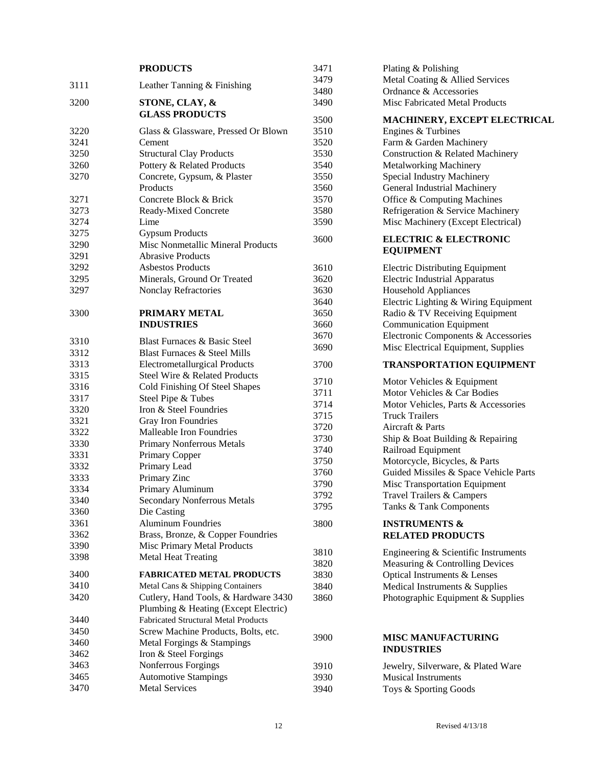| Code | Description |
|---|---|
| | **PRODUCTS** |
| 3111 | Leather Tanning & Finishing |
| 3200 | **STONE, CLAY, & GLASS PRODUCTS** |
| 3220 | Glass & Glassware, Pressed Or Blown |
| 3241 | Cement |
| 3250 | Structural Clay Products |
| 3260 | Pottery & Related Products |
| 3270 | Concrete, Gypsum, & Plaster Products |
| 3271 | Concrete Block & Brick |
| 3273 | Ready-Mixed Concrete |
| 3274 | Lime |
| 3275 | Gypsum Products |
| 3290 | Misc Nonmetallic Mineral Products |
| 3291 | Abrasive Products |
| 3292 | Asbestos Products |
| 3295 | Minerals, Ground Or Treated |
| 3297 | Nonclay Refractories |
| 3300 | **PRIMARY METAL INDUSTRIES** |
| 3310 | Blast Furnaces & Basic Steel |
| 3312 | Blast Furnaces & Steel Mills |
| 3313 | Electrometallurgical Products |
| 3315 | Steel Wire & Related Products |
| 3316 | Cold Finishing Of Steel Shapes |
| 3317 | Steel Pipe & Tubes |
| 3320 | Iron & Steel Foundries |
| 3321 | Gray Iron Foundries |
| 3322 | Malleable Iron Foundries |
| 3330 | Primary Nonferrous Metals |
| 3331 | Primary Copper |
| 3332 | Primary Lead |
| 3333 | Primary Zinc |
| 3334 | Primary Aluminum |
| 3340 | Secondary Nonferrous Metals |
| 3360 | Die Casting |
| 3361 | Aluminum Foundries |
| 3362 | Brass, Bronze, & Copper Foundries |
| 3390 | Misc Primary Metal Products |
| 3398 | Metal Heat Treating |
| 3400 | **FABRICATED METAL PRODUCTS** |
| 3410 | Metal Cans & Shipping Containers |
| 3420 | Cutlery, Hand Tools, & Hardware |
| 3430 | Plumbing & Heating (Except Electric) |
| 3440 | Fabricated Structural Metal Products |
| 3450 | Screw Machine Products, Bolts, etc. |
| 3460 | Metal Forgings & Stampings |
| 3462 | Iron & Steel Forgings |
| 3463 | Nonferrous Forgings |
| 3465 | Automotive Stampings |
| 3470 | Metal Services |
| 3471 | Plating & Polishing |
| 3479 | Metal Coating & Allied Services |
| 3480 | Ordnance & Accessories |
| 3490 | Misc Fabricated Metal Products |
| 3500 | **MACHINERY, EXCEPT ELECTRICAL** |
| 3510 | Engines & Turbines |
| 3520 | Farm & Garden Machinery |
| 3530 | Construction & Related Machinery |
| 3540 | Metalworking Machinery |
| 3550 | Special Industry Machinery |
| 3560 | General Industrial Machinery |
| 3570 | Office & Computing Machines |
| 3580 | Refrigeration & Service Machinery |
| 3590 | Misc Machinery (Except Electrical) |
| 3600 | **ELECTRIC & ELECTRONIC EQUIPMENT** |
| 3610 | Electric Distributing Equipment |
| 3620 | Electric Industrial Apparatus |
| 3630 | Household Appliances |
| 3640 | Electric Lighting & Wiring Equipment |
| 3650 | Radio & TV Receiving Equipment |
| 3660 | Communication Equipment |
| 3670 | Electronic Components & Accessories |
| 3690 | Misc Electrical Equipment, Supplies |
| 3700 | **TRANSPORTATION EQUIPMENT** |
| 3710 | Motor Vehicles & Equipment |
| 3711 | Motor Vehicles & Car Bodies |
| 3714 | Motor Vehicles, Parts & Accessories |
| 3715 | Truck Trailers |
| 3720 | Aircraft & Parts |
| 3730 | Ship & Boat Building & Repairing |
| 3740 | Railroad Equipment |
| 3750 | Motorcycle, Bicycles, & Parts |
| 3760 | Guided Missiles & Space Vehicle Parts |
| 3790 | Misc Transportation Equipment |
| 3792 | Travel Trailers & Campers |
| 3795 | Tanks & Tank Components |
| 3800 | **INSTRUMENTS & RELATED PRODUCTS** |
| 3810 | Engineering & Scientific Instruments |
| 3820 | Measuring & Controlling Devices |
| 3830 | Optical Instruments & Lenses |
| 3840 | Medical Instruments & Supplies |
| 3860 | Photographic Equipment & Supplies |
| 3900 | **MISC MANUFACTURING INDUSTRIES** |
| 3910 | Jewelry, Silverware, & Plated Ware |
| 3930 | Musical Instruments |
| 3940 | Toys & Sporting Goods |

Revised 4/13/18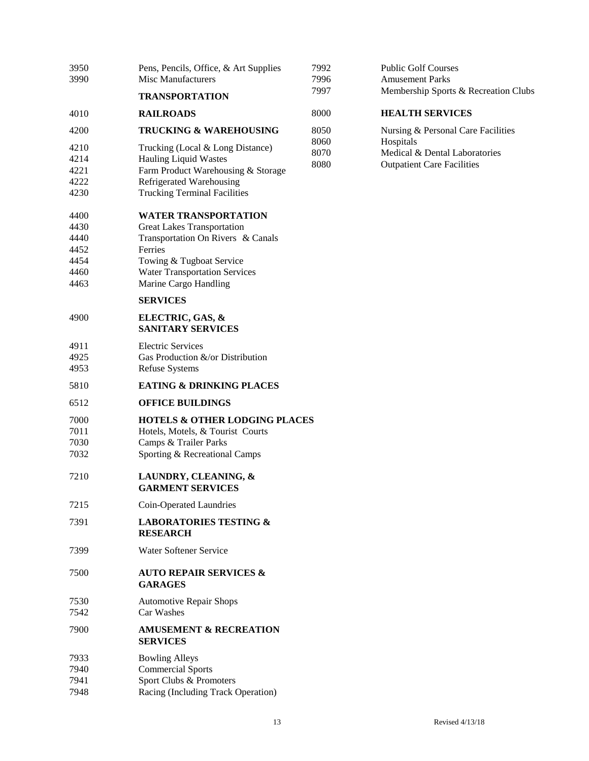| | |
|---|---|
| 3950 | Pens, Pencils, Office, & Art Supplies |
| 3990 | Misc Manufacturers |
| | **TRANSPORTATION** |
| 4010 | **RAILROADS** |
| 4200 | **TRUCKING & WAREHOUSING** |
| 4210 | Trucking (Local & Long Distance) |
| 4214 | Hauling Liquid Wastes |
| 4221 | Farm Product Warehousing & Storage |
| 4222 | Refrigerated Warehousing |
| 4230 | Trucking Terminal Facilities |
| 4400 | **WATER TRANSPORTATION** |
| 4430 | Great Lakes Transportation |
| 4440 | Transportation On Rivers & Canals |
| 4452 | Ferries |
| 4454 | Towing & Tugboat Service |
| 4460 | Water Transportation Services |
| 4463 | Marine Cargo Handling |
| | **SERVICES** |
| 4900 | **ELECTRIC, GAS, & SANITARY SERVICES** |
| 4911 | Electric Services |
| 4925 | Gas Production &/or Distribution |
| 4953 | Refuse Systems |
| 5810 | **EATING & DRINKING PLACES** |
| 6512 | **OFFICE BUILDINGS** |
| 7000 | **HOTELS & OTHER LODGING PLACES** |
| 7011 | Hotels, Motels, & Tourist Courts |
| 7030 | Camps & Trailer Parks |
| 7032 | Sporting & Recreational Camps |
| 7210 | **LAUNDRY, CLEANING, & GARMENT SERVICES** |
| 7215 | Coin-Operated Laundries |
| 7391 | **LABORATORIES TESTING & RESEARCH** |
| 7399 | Water Softener Service |
| 7500 | **AUTO REPAIR SERVICES & GARAGES** |
| 7530 | Automotive Repair Shops |
| 7542 | Car Washes |
| 7900 | **AMUSEMENT & RECREATION SERVICES** |
| 7933 | Bowling Alleys |
| 7940 | Commercial Sports |
| 7941 | Sport Clubs & Promoters |
| 7948 | Racing (Including Track Operation) |
| 7992 | Public Golf Courses |
| 7996 | Amusement Parks |
| 7997 | Membership Sports & Recreation Clubs |
| 8000 | **HEALTH SERVICES** |
| 8050 | Nursing & Personal Care Facilities |
| 8060 | Hospitals |
| 8070 | Medical & Dental Laboratories |
| 8080 | Outpatient Care Facilities |

Revised 4/13/18